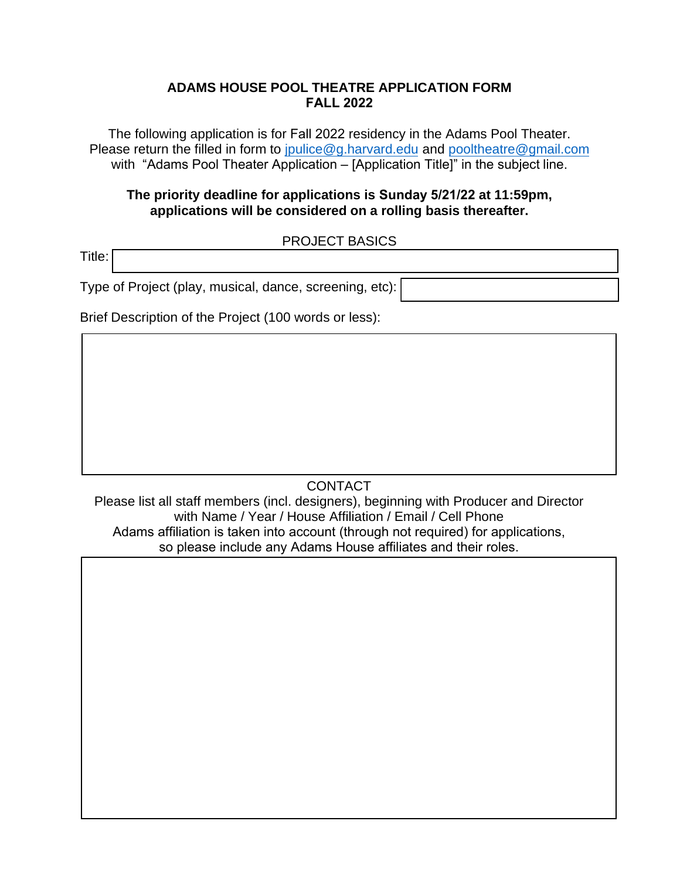# ADAMS HOUSE POOL THEATRE APPLICATION FORM
## FALL 2022

The following application is for Fall 2022 residency in the Adams Pool Theater. Please return the filled in form to jpulice@g.harvard.edu and pooltheatre@gmail.com with "Adams Pool Theater Application – [Application Title]" in the subject line.

**The priority deadline for applications is Sunday 5/21/22 at 11:59pm, applications will be considered on a rolling basis thereafter.**

PROJECT BASICS

Title:

Type of Project (play, musical, dance, screening, etc):

Brief Description of the Project (100 words or less):

CONTACT

Please list all staff members (incl. designers), beginning with Producer and Director with Name / Year / House Affiliation / Email / Cell Phone
Adams affiliation is taken into account (through not required) for applications, so please include any Adams House affiliates and their roles.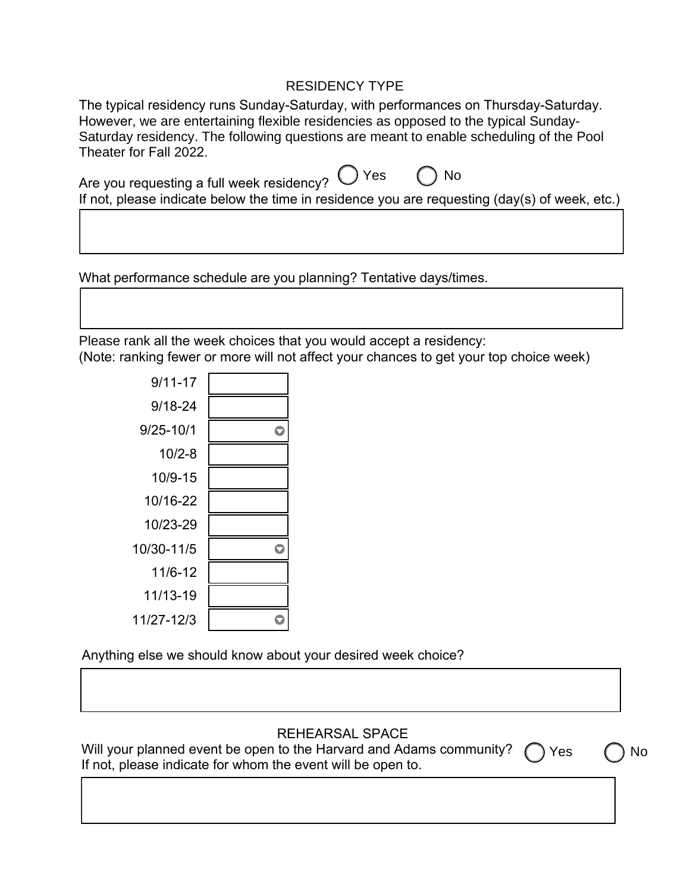## RESIDENCY TYPE

The typical residency runs Sunday-Saturday, with performances on Thursday-Saturday. However, we are entertaining flexible residencies as opposed to the typical Sunday-Saturday residency. The following questions are meant to enable scheduling of the Pool Theater for Fall 2022.

Are you requesting a full week residency? ◯ Yes ◯ No

If not, please indicate below the time in residence you are requesting (day(s) of week, etc.)

What performance schedule are you planning? Tentative days/times.

Please rank all the week choices that you would accept a residency:
(Note: ranking fewer or more will not affect your chances to get your top choice week)

| Week | Rank |
| --- | --- |
| 9/11-17 | |
| 9/18-24 | |
| 9/25-10/1 | |
| 10/2-8 | |
| 10/9-15 | |
| 10/16-22 | |
| 10/23-29 | |
| 10/30-11/5 | |
| 11/6-12 | |
| 11/13-19 | |
| 11/27-12/3 | |

Anything else we should know about your desired week choice?

## REHEARSAL SPACE

Will your planned event be open to the Harvard and Adams community? ◯ Yes ◯ No

If not, please indicate for whom the event will be open to.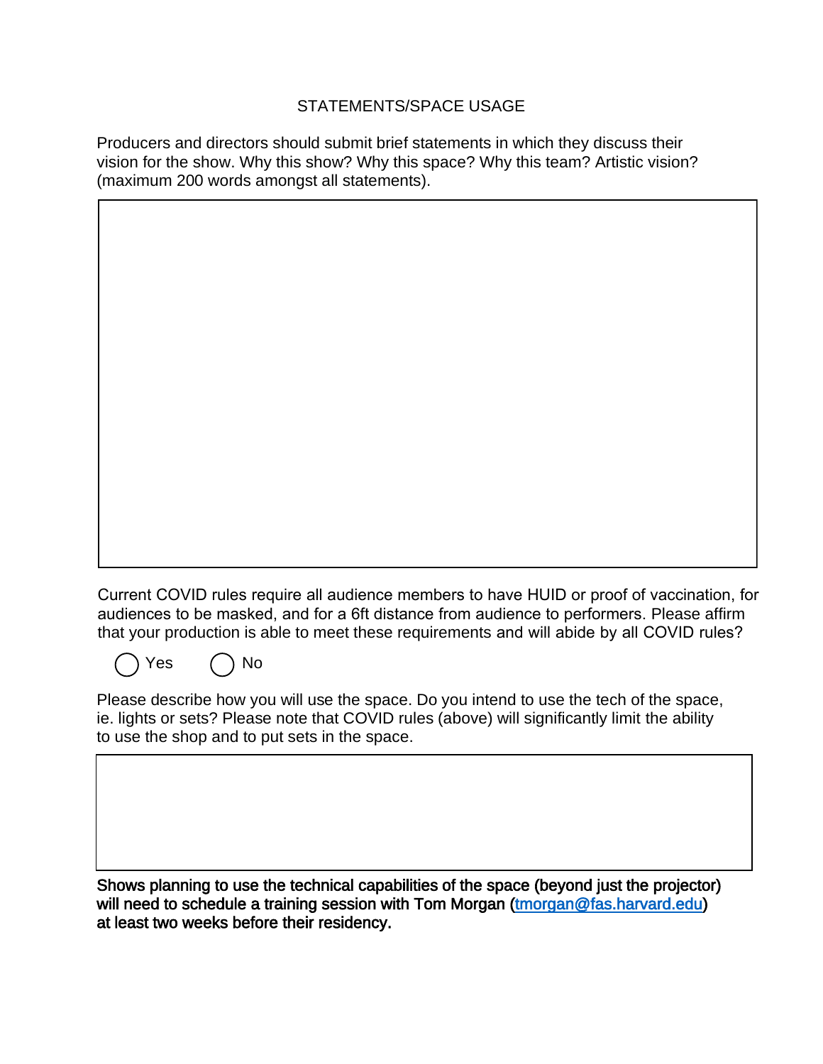## STATEMENTS/SPACE USAGE

Producers and directors should submit brief statements in which they discuss their vision for the show. Why this show? Why this space? Why this team? Artistic vision? (maximum 200 words amongst all statements).

Current COVID rules require all audience members to have HUID or proof of vaccination, for audiences to be masked, and for a 6ft distance from audience to performers. Please affirm that your production is able to meet these requirements and will abide by all COVID rules?

- ◯ Yes
- ◯ No

Please describe how you will use the space. Do you intend to use the tech of the space, ie. lights or sets? Please note that COVID rules (above) will significantly limit the ability to use the shop and to put sets in the space.

**Shows planning to use the technical capabilities of the space (beyond just the projector) will need to schedule a training session with Tom Morgan (tmorgan@fas.harvard.edu) at least two weeks before their residency.**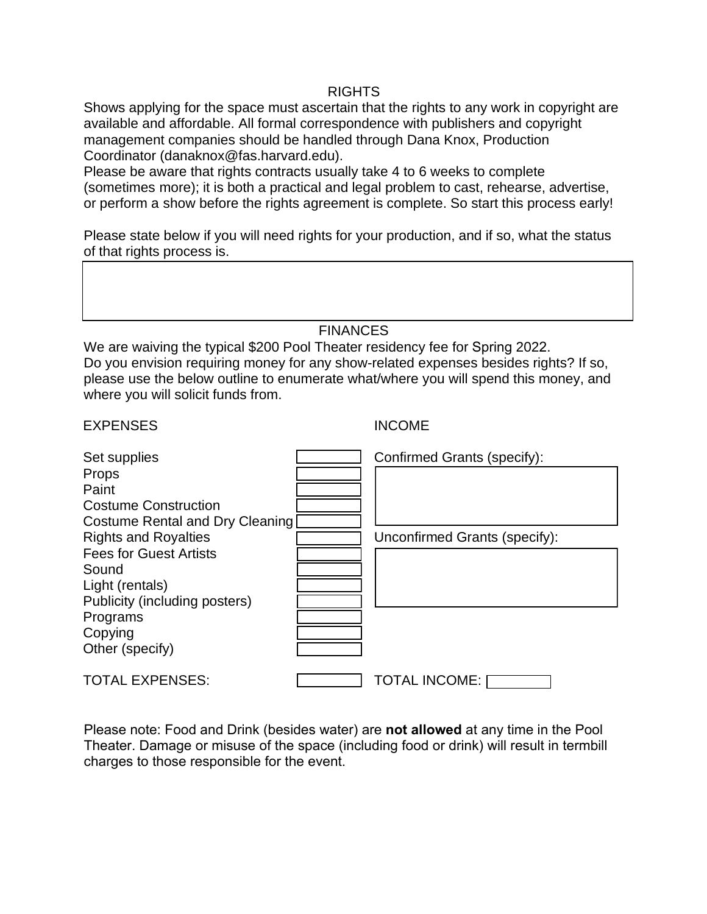## RIGHTS

Shows applying for the space must ascertain that the rights to any work in copyright are available and affordable. All formal correspondence with publishers and copyright management companies should be handled through Dana Knox, Production Coordinator (danaknox@fas.harvard.edu).

Please be aware that rights contracts usually take 4 to 6 weeks to complete (sometimes more); it is both a practical and legal problem to cast, rehearse, advertise, or perform a show before the rights agreement is complete. So start this process early!

Please state below if you will need rights for your production, and if so, what the status of that rights process is.

## FINANCES

We are waiving the typical $200 Pool Theater residency fee for Spring 2022.

Do you envision requiring money for any show-related expenses besides rights? If so, please use the below outline to enumerate what/where you will spend this money, and where you will solicit funds from.

| EXPENSES | | INCOME |
|---|---|---|
| Set supplies | | Confirmed Grants (specify): |
| Props | | |
| Paint | | |
| Costume Construction | | |
| Costume Rental and Dry Cleaning | | |
| Rights and Royalties | | Unconfirmed Grants (specify): |
| Fees for Guest Artists | | |
| Sound | | |
| Light (rentals) | | |
| Publicity (including posters) | | |
| Programs | | |
| Copying | | |
| Other (specify) | | |
| TOTAL EXPENSES: | | TOTAL INCOME: |

Please note: Food and Drink (besides water) are **not allowed** at any time in the Pool Theater. Damage or misuse of the space (including food or drink) will result in termbill charges to those responsible for the event.